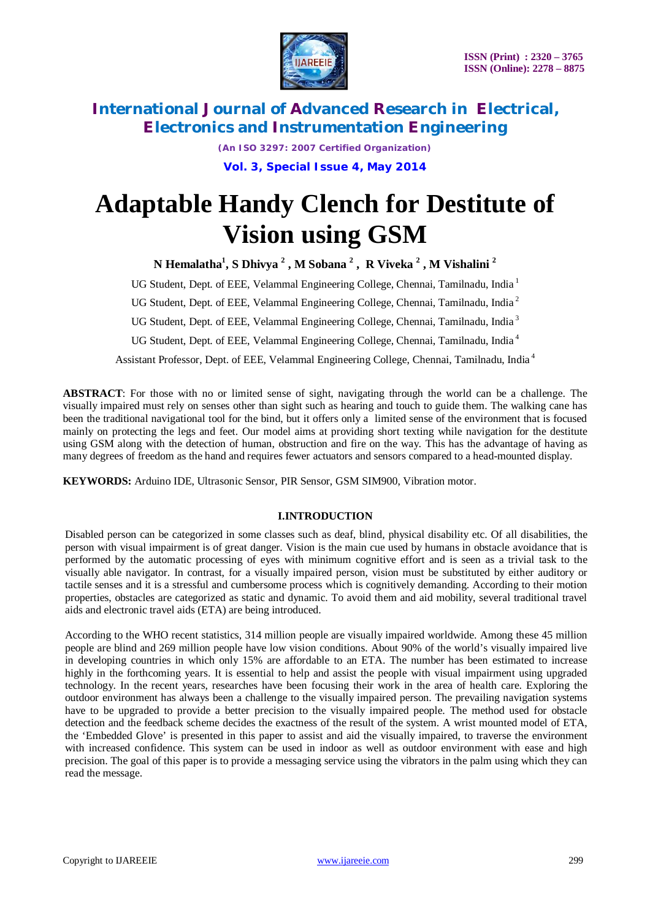# Adaptable Handy Clench for Destitute of Vision using GSM

**N Hemalatha[1], S Dhivya [2], M Sobana [2], R Viveka [2], M Vishalini [2]**

UG Student, Dept. of EEE, Velammal Engineering College, Chennai, Tamilnadu, India [1]

UG Student, Dept. of EEE, Velammal Engineering College, Chennai, Tamilnadu, India [2]

UG Student, Dept. of EEE, Velammal Engineering College, Chennai, Tamilnadu, India [3]

UG Student, Dept. of EEE, Velammal Engineering College, Chennai, Tamilnadu, India [4]

Assistant Professor, Dept. of EEE, Velammal Engineering College, Chennai, Tamilnadu, India [4]

**ABSTRACT**: For those with no or limited sense of sight, navigating through the world can be a challenge. The visually impaired must rely on senses other than sight such as hearing and touch to guide them. The walking cane has been the traditional navigational tool for the bind, but it offers only a limited sense of the environment that is focused mainly on protecting the legs and feet. Our model aims at providing short texting while navigation for the destitute using GSM along with the detection of human, obstruction and fire on the way. This has the advantage of having as many degrees of freedom as the hand and requires fewer actuators and sensors compared to a head-mounted display.

**KEYWORDS:** Arduino IDE, Ultrasonic Sensor, PIR Sensor, GSM SIM900, Vibration motor.

## I.INTRODUCTION

Disabled person can be categorized in some classes such as deaf, blind, physical disability etc. Of all disabilities, the person with visual impairment is of great danger. Vision is the main cue used by humans in obstacle avoidance that is performed by the automatic processing of eyes with minimum cognitive effort and is seen as a trivial task to the visually able navigator. In contrast, for a visually impaired person, vision must be substituted by either auditory or tactile senses and it is a stressful and cumbersome process which is cognitively demanding. According to their motion properties, obstacles are categorized as static and dynamic. To avoid them and aid mobility, several traditional travel aids and electronic travel aids (ETA) are being introduced.

According to the WHO recent statistics, 314 million people are visually impaired worldwide. Among these 45 million people are blind and 269 million people have low vision conditions. About 90% of the world's visually impaired live in developing countries in which only 15% are affordable to an ETA. The number has been estimated to increase highly in the forthcoming years. It is essential to help and assist the people with visual impairment using upgraded technology. In the recent years, researches have been focusing their work in the area of health care. Exploring the outdoor environment has always been a challenge to the visually impaired person. The prevailing navigation systems have to be upgraded to provide a better precision to the visually impaired people. The method used for obstacle detection and the feedback scheme decides the exactness of the result of the system. A wrist mounted model of ETA, the 'Embedded Glove' is presented in this paper to assist and aid the visually impaired, to traverse the environment with increased confidence. This system can be used in indoor as well as outdoor environment with ease and high precision. The goal of this paper is to provide a messaging service using the vibrators in the palm using which they can read the message.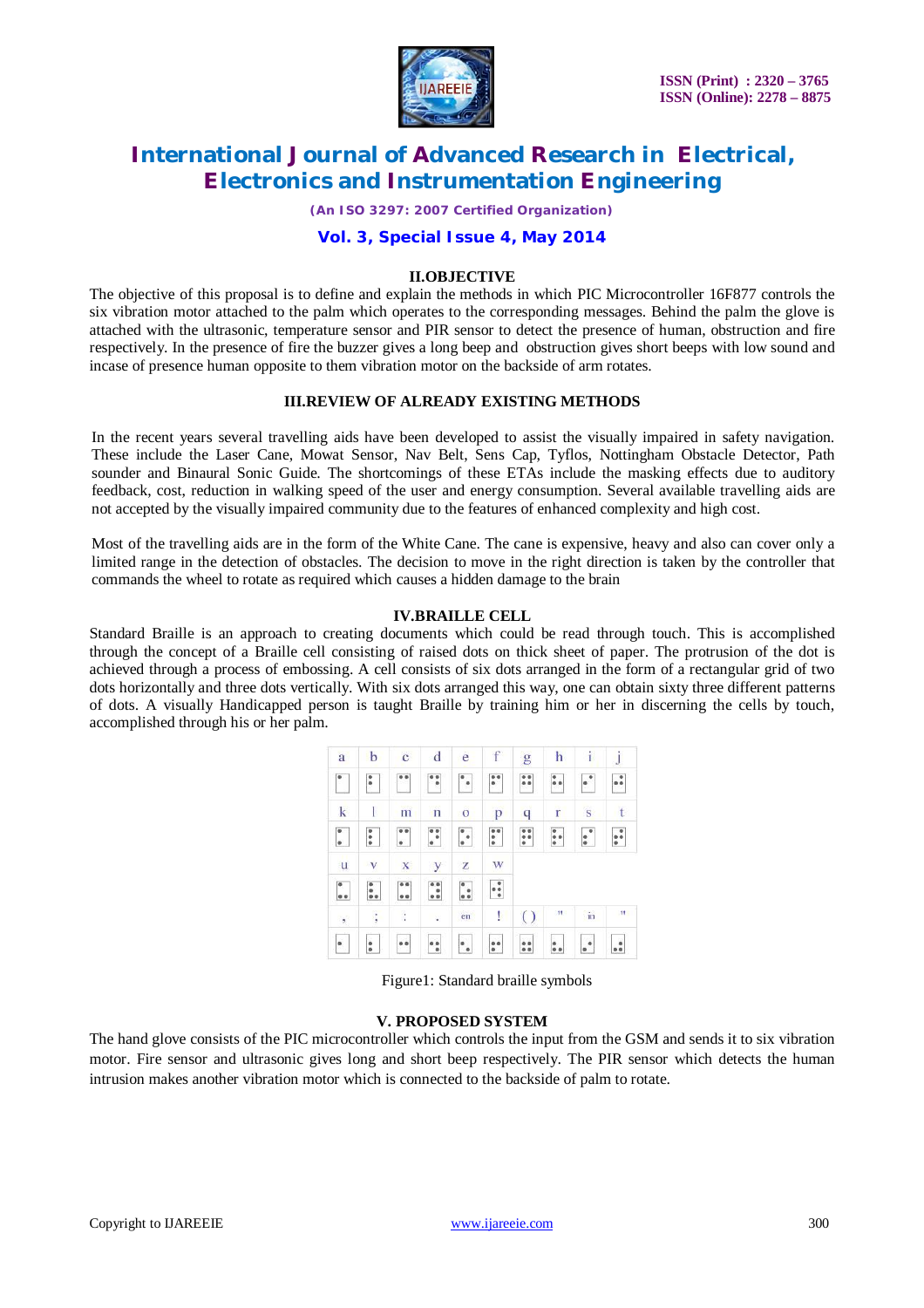## II.OBJECTIVE

The objective of this proposal is to define and explain the methods in which PIC Microcontroller 16F877 controls the six vibration motor attached to the palm which operates to the corresponding messages. Behind the palm the glove is attached with the ultrasonic, temperature sensor and PIR sensor to detect the presence of human, obstruction and fire respectively. In the presence of fire the buzzer gives a long beep and obstruction gives short beeps with low sound and incase of presence human opposite to them vibration motor on the backside of arm rotates.

## III.REVIEW OF ALREADY EXISTING METHODS

In the recent years several travelling aids have been developed to assist the visually impaired in safety navigation. These include the Laser Cane, Mowat Sensor, Nav Belt, Sens Cap, Tyflos, Nottingham Obstacle Detector, Path sounder and Binaural Sonic Guide. The shortcomings of these ETAs include the masking effects due to auditory feedback, cost, reduction in walking speed of the user and energy consumption. Several available travelling aids are not accepted by the visually impaired community due to the features of enhanced complexity and high cost.

Most of the travelling aids are in the form of the White Cane. The cane is expensive, heavy and also can cover only a limited range in the detection of obstacles. The decision to move in the right direction is taken by the controller that commands the wheel to rotate as required which causes a hidden damage to the brain

## IV.BRAILLE CELL

Standard Braille is an approach to creating documents which could be read through touch. This is accomplished through the concept of a Braille cell consisting of raised dots on thick sheet of paper. The protrusion of the dot is achieved through a process of embossing. A cell consists of six dots arranged in the form of a rectangular grid of two dots horizontally and three dots vertically. With six dots arranged this way, one can obtain sixty three different patterns of dots. A visually Handicapped person is taught Braille by training him or her in discerning the cells by touch, accomplished through his or her palm.

| a | b | c | d | e | f | g | h | i | j |
|---|---|---|---|---|---|---|---|---|---|
| ⠁ | ⠃ | ⠉ | ⠙ | ⠑ | ⠋ | ⠛ | ⠓ | ⠊ | ⠚ |
| k | l | m | n | o | p | q | r | s | t |
| ⠅ | ⠇ | ⠍ | ⠝ | ⠕ | ⠏ | ⠟ | ⠗ | ⠎ | ⠞ |
| u | v | x | y | z | w | | | | |
| ⠥ | ⠧ | ⠭ | ⠽ | ⠵ | ⠺ | | | | |
| , | ; | : | . | en | ! | ( ) | " | in | " |
| ⠂ | ⠆ | ⠒ | ⠲ | ⠢ | ⠖ | ⠶ | ⠦ | ⠔ | ⠴ |

Figure1: Standard braille symbols

## V. PROPOSED SYSTEM

The hand glove consists of the PIC microcontroller which controls the input from the GSM and sends it to six vibration motor. Fire sensor and ultrasonic gives long and short beep respectively. The PIR sensor which detects the human intrusion makes another vibration motor which is connected to the backside of palm to rotate.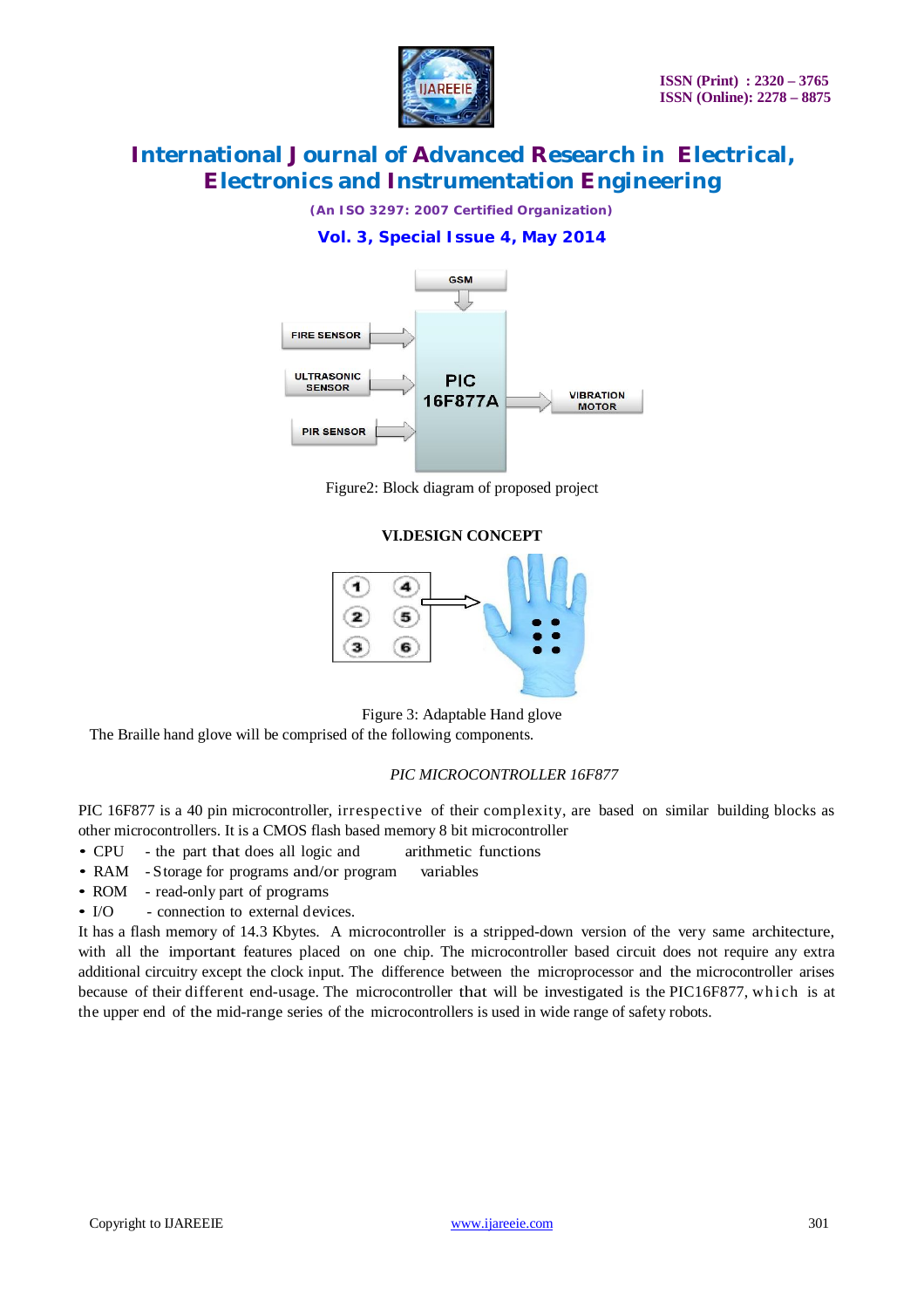Figure2: Block diagram of proposed project

## VI.DESIGN CONCEPT

Figure 3: Adaptable Hand glove

The Braille hand glove will be comprised of the following components.

*PIC MICROCONTROLLER 16F877*

PIC 16F877 is a 40 pin microcontroller, irrespective of their complexity, are based on similar building blocks as other microcontrollers. It is a CMOS flash based memory 8 bit microcontroller

- CPU - the part that does all logic and arithmetic functions
- RAM - Storage for programs and/or program variables
- ROM - read-only part of programs
- I/O - connection to external devices.

It has a flash memory of 14.3 Kbytes. A microcontroller is a stripped-down version of the very same architecture, with all the important features placed on one chip. The microcontroller based circuit does not require any extra additional circuitry except the clock input. The difference between the microprocessor and the microcontroller arises because of their different end-usage. The microcontroller that will be investigated is the PIC16F877, which is at the upper end of the mid-range series of the microcontrollers is used in wide range of safety robots.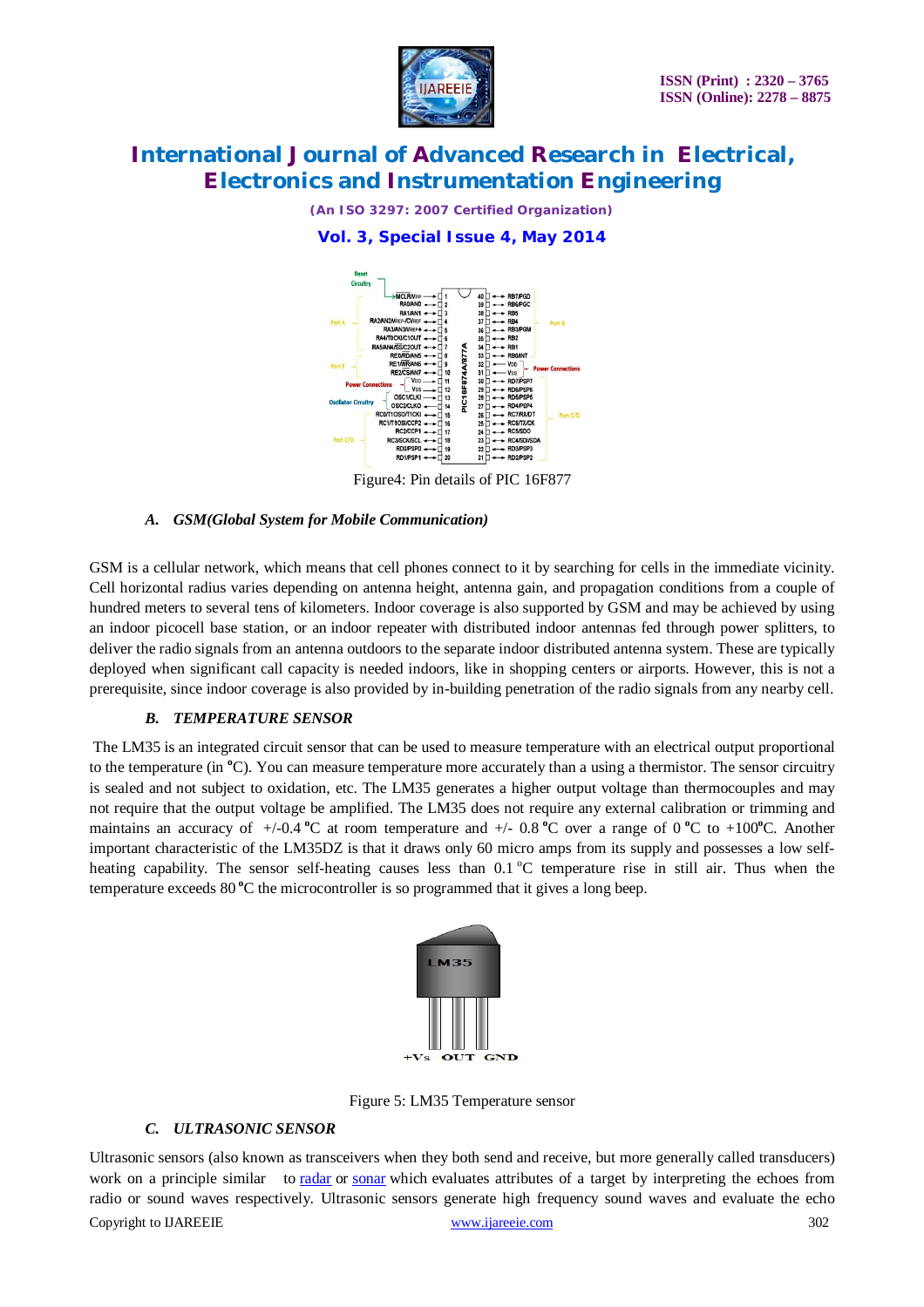Figure4: Pin details of PIC 16F877

### *A. GSM(Global System for Mobile Communication)*

GSM is a cellular network, which means that cell phones connect to it by searching for cells in the immediate vicinity. Cell horizontal radius varies depending on antenna height, antenna gain, and propagation conditions from a couple of hundred meters to several tens of kilometers. Indoor coverage is also supported by GSM and may be achieved by using an indoor picocell base station, or an indoor repeater with distributed indoor antennas fed through power splitters, to deliver the radio signals from an antenna outdoors to the separate indoor distributed antenna system. These are typically deployed when significant call capacity is needed indoors, like in shopping centers or airports. However, this is not a prerequisite, since indoor coverage is also provided by in-building penetration of the radio signals from any nearby cell.

### *B. TEMPERATURE SENSOR*

The LM35 is an integrated circuit sensor that can be used to measure temperature with an electrical output proportional to the temperature (in °C). You can measure temperature more accurately than a using a thermistor. The sensor circuitry is sealed and not subject to oxidation, etc. The LM35 generates a higher output voltage than thermocouples and may not require that the output voltage be amplified. The LM35 does not require any external calibration or trimming and maintains an accuracy of +/-0.4 °C at room temperature and +/- 0.8 °C over a range of 0 °C to +100°C. Another important characteristic of the LM35DZ is that it draws only 60 micro amps from its supply and possesses a low self-heating capability. The sensor self-heating causes less than 0.1 °C temperature rise in still air. Thus when the temperature exceeds 80 °C the microcontroller is so programmed that it gives a long beep.

Figure 5: LM35 Temperature sensor

### *C. ULTRASONIC SENSOR*

Ultrasonic sensors (also known as transceivers when they both send and receive, but more generally called transducers) work on a principle similar to radar or sonar which evaluates attributes of a target by interpreting the echoes from radio or sound waves respectively. Ultrasonic sensors generate high frequency sound waves and evaluate the echo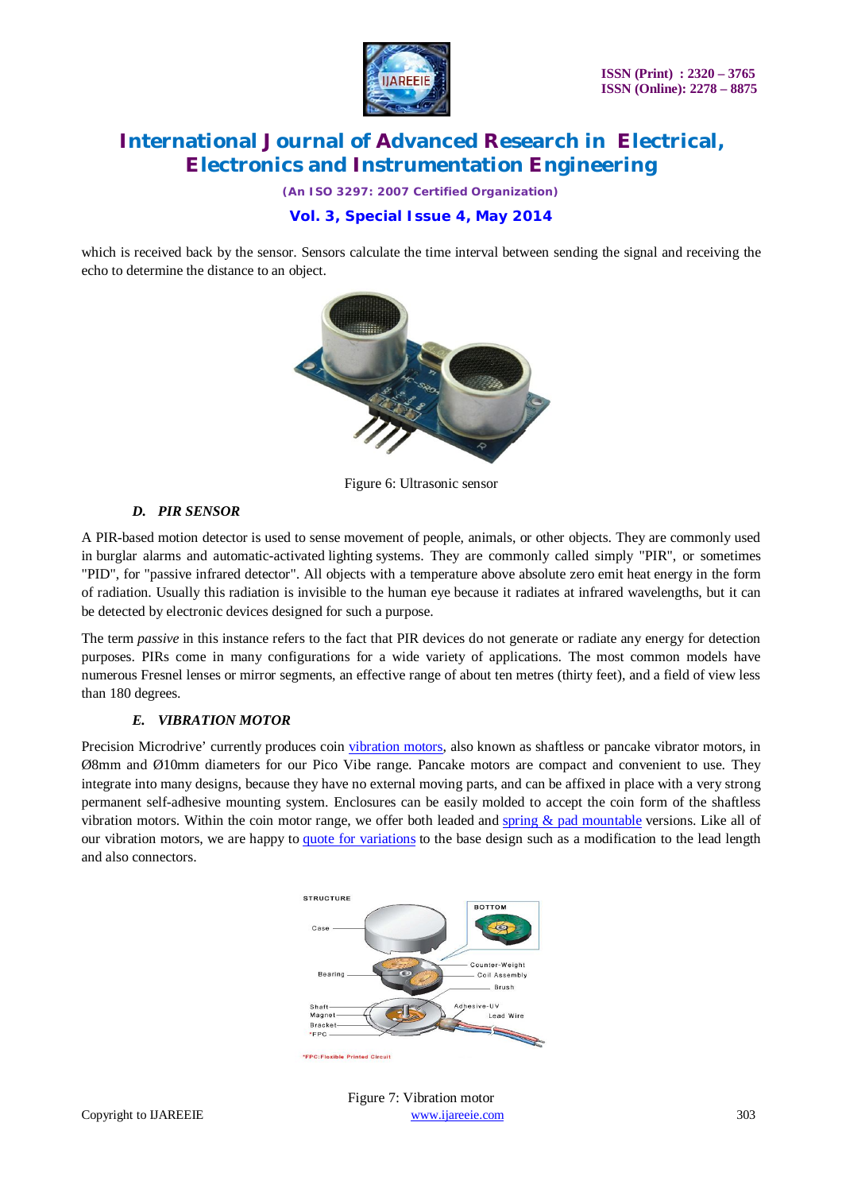which is received back by the sensor. Sensors calculate the time interval between sending the signal and receiving the echo to determine the distance to an object.

Figure 6: Ultrasonic sensor

### *D. PIR SENSOR*

A PIR-based motion detector is used to sense movement of people, animals, or other objects. They are commonly used in burglar alarms and automatic-activated lighting systems. They are commonly called simply "PIR", or sometimes "PID", for "passive infrared detector". All objects with a temperature above absolute zero emit heat energy in the form of radiation. Usually this radiation is invisible to the human eye because it radiates at infrared wavelengths, but it can be detected by electronic devices designed for such a purpose.

The term *passive* in this instance refers to the fact that PIR devices do not generate or radiate any energy for detection purposes. PIRs come in many configurations for a wide variety of applications. The most common models have numerous Fresnel lenses or mirror segments, an effective range of about ten metres (thirty feet), and a field of view less than 180 degrees.

### *E. VIBRATION MOTOR*

Precision Microdrive' currently produces coin vibration motors, also known as shaftless or pancake vibrator motors, in Ø8mm and Ø10mm diameters for our Pico Vibe range. Pancake motors are compact and convenient to use. They integrate into many designs, because they have no external moving parts, and can be affixed in place with a very strong permanent self-adhesive mounting system. Enclosures can be easily molded to accept the coin form of the shaftless vibration motors. Within the coin motor range, we offer both leaded and spring & pad mountable versions. Like all of our vibration motors, we are happy to quote for variations to the base design such as a modification to the lead length and also connectors.

Figure 7: Vibration motor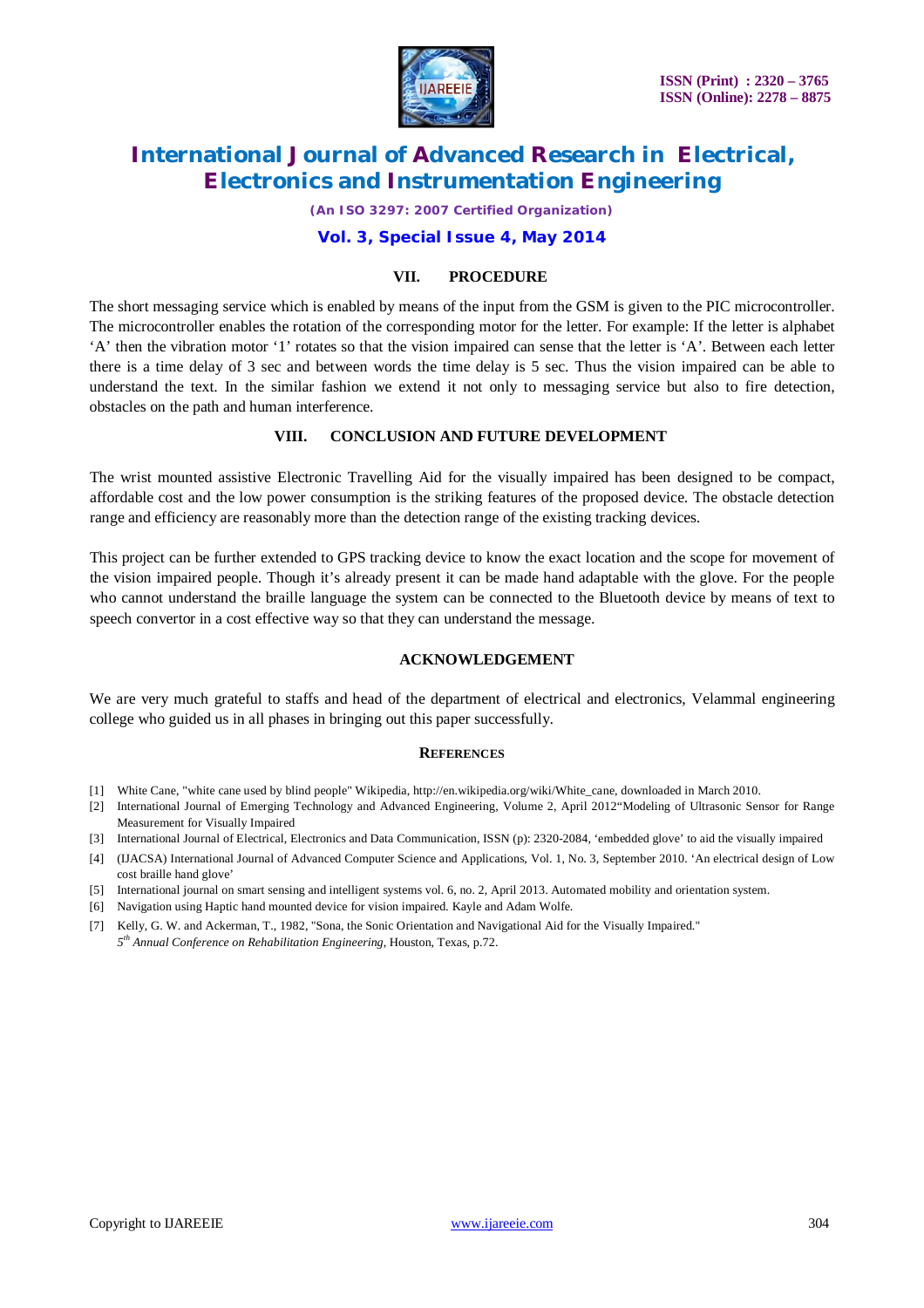## VII. PROCEDURE

The short messaging service which is enabled by means of the input from the GSM is given to the PIC microcontroller. The microcontroller enables the rotation of the corresponding motor for the letter. For example: If the letter is alphabet 'A' then the vibration motor '1' rotates so that the vision impaired can sense that the letter is 'A'. Between each letter there is a time delay of 3 sec and between words the time delay is 5 sec. Thus the vision impaired can be able to understand the text. In the similar fashion we extend it not only to messaging service but also to fire detection, obstacles on the path and human interference.

## VIII. CONCLUSION AND FUTURE DEVELOPMENT

The wrist mounted assistive Electronic Travelling Aid for the visually impaired has been designed to be compact, affordable cost and the low power consumption is the striking features of the proposed device. The obstacle detection range and efficiency are reasonably more than the detection range of the existing tracking devices.

This project can be further extended to GPS tracking device to know the exact location and the scope for movement of the vision impaired people. Though it's already present it can be made hand adaptable with the glove. For the people who cannot understand the braille language the system can be connected to the Bluetooth device by means of text to speech convertor in a cost effective way so that they can understand the message.

## ACKNOWLEDGEMENT

We are very much grateful to staffs and head of the department of electrical and electronics, Velammal engineering college who guided us in all phases in bringing out this paper successfully.

## REFERENCES

[1] White Cane, "white cane used by blind people" Wikipedia, http://en.wikipedia.org/wiki/White_cane, downloaded in March 2010.

[2] International Journal of Emerging Technology and Advanced Engineering, Volume 2, April 2012"Modeling of Ultrasonic Sensor for Range Measurement for Visually Impaired

[3] International Journal of Electrical, Electronics and Data Communication, ISSN (p): 2320-2084, 'embedded glove' to aid the visually impaired

[4] (IJACSA) International Journal of Advanced Computer Science and Applications, Vol. 1, No. 3, September 2010. 'An electrical design of Low cost braille hand glove'

[5] International journal on smart sensing and intelligent systems vol. 6, no. 2, April 2013. Automated mobility and orientation system.

[6] Navigation using Haptic hand mounted device for vision impaired. Kayle and Adam Wolfe.

[7] Kelly, G. W. and Ackerman, T., 1982, "Sona, the Sonic Orientation and Navigational Aid for the Visually Impaired." *5th Annual Conference on Rehabilitation Engineering*, Houston, Texas, p.72.